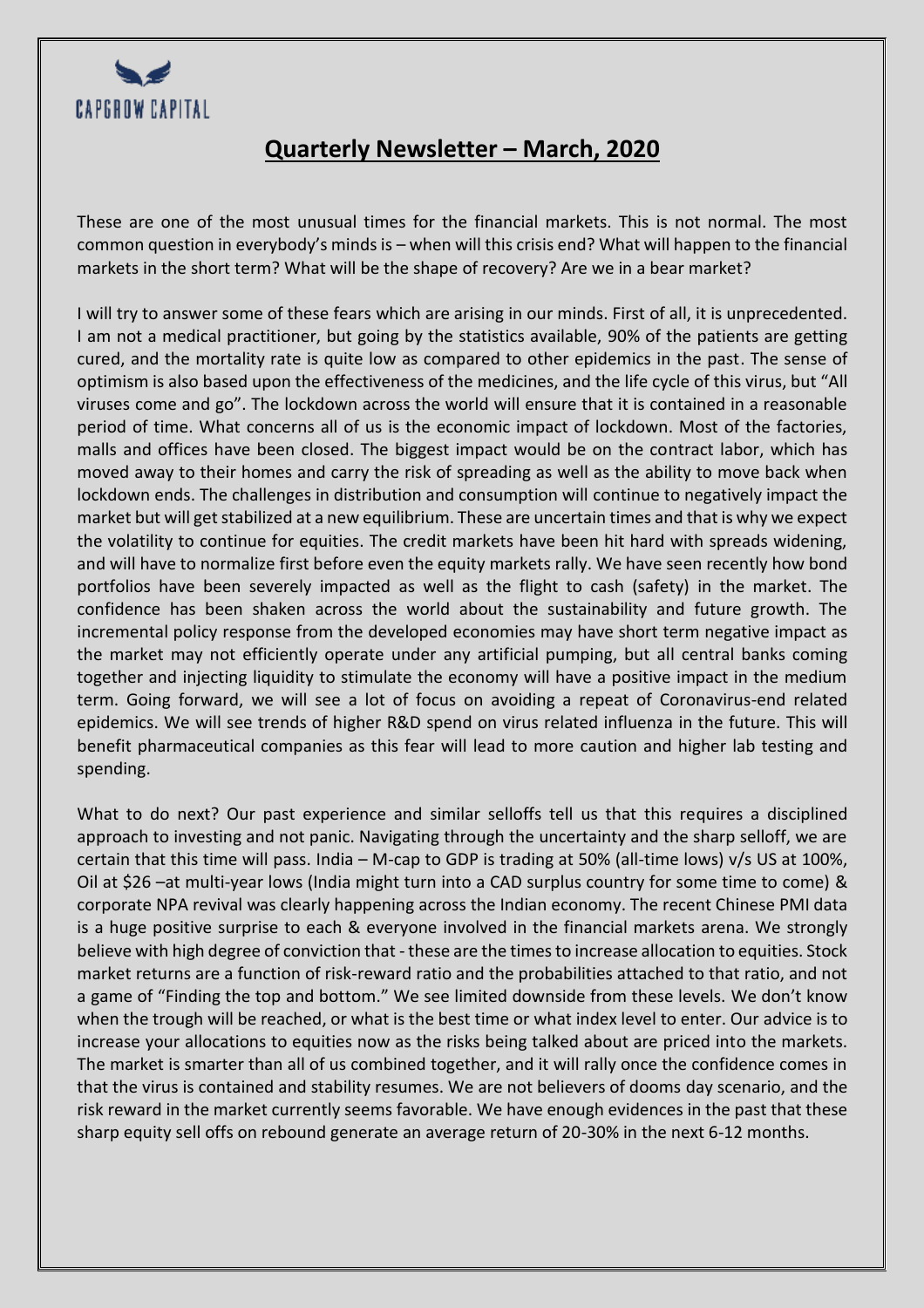CAPGROW CAPITAL

# Quarterly Newsletter – March, 2020

These are one of the most unusual times for the financial markets. This is not normal. The most common question in everybody's minds is – when will this crisis end? What will happen to the financial markets in the short term? What will be the shape of recovery? Are we in a bear market?

I will try to answer some of these fears which are arising in our minds. First of all, it is unprecedented. I am not a medical practitioner, but going by the statistics available, 90% of the patients are getting cured, and the mortality rate is quite low as compared to other epidemics in the past. The sense of optimism is also based upon the effectiveness of the medicines, and the life cycle of this virus, but "All viruses come and go". The lockdown across the world will ensure that it is contained in a reasonable period of time. What concerns all of us is the economic impact of lockdown. Most of the factories, malls and offices have been closed. The biggest impact would be on the contract labor, which has moved away to their homes and carry the risk of spreading as well as the ability to move back when lockdown ends. The challenges in distribution and consumption will continue to negatively impact the market but will get stabilized at a new equilibrium. These are uncertain times and that is why we expect the volatility to continue for equities. The credit markets have been hit hard with spreads widening, and will have to normalize first before even the equity markets rally. We have seen recently how bond portfolios have been severely impacted as well as the flight to cash (safety) in the market. The confidence has been shaken across the world about the sustainability and future growth. The incremental policy response from the developed economies may have short term negative impact as the market may not efficiently operate under any artificial pumping, but all central banks coming together and injecting liquidity to stimulate the economy will have a positive impact in the medium term. Going forward, we will see a lot of focus on avoiding a repeat of Coronavirus-end related epidemics. We will see trends of higher R&D spend on virus related influenza in the future. This will benefit pharmaceutical companies as this fear will lead to more caution and higher lab testing and spending.

What to do next? Our past experience and similar selloffs tell us that this requires a disciplined approach to investing and not panic. Navigating through the uncertainty and the sharp selloff, we are certain that this time will pass. India – M-cap to GDP is trading at 50% (all-time lows) v/s US at 100%, Oil at $26 –at multi-year lows (India might turn into a CAD surplus country for some time to come) & corporate NPA revival was clearly happening across the Indian economy. The recent Chinese PMI data is a huge positive surprise to each & everyone involved in the financial markets arena. We strongly believe with high degree of conviction that - these are the times to increase allocation to equities. Stock market returns are a function of risk-reward ratio and the probabilities attached to that ratio, and not a game of "Finding the top and bottom." We see limited downside from these levels. We don't know when the trough will be reached, or what is the best time or what index level to enter. Our advice is to increase your allocations to equities now as the risks being talked about are priced into the markets. The market is smarter than all of us combined together, and it will rally once the confidence comes in that the virus is contained and stability resumes. We are not believers of dooms day scenario, and the risk reward in the market currently seems favorable. We have enough evidences in the past that these sharp equity sell offs on rebound generate an average return of 20-30% in the next 6-12 months.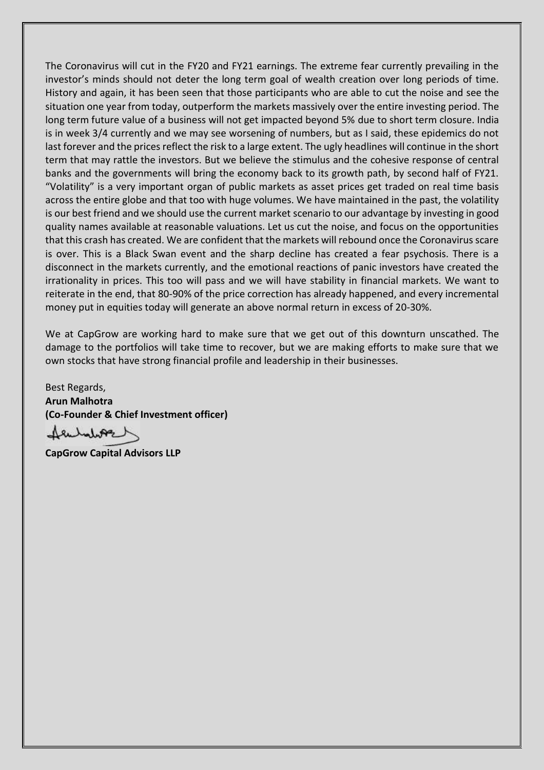The Coronavirus will cut in the FY20 and FY21 earnings. The extreme fear currently prevailing in the investor's minds should not deter the long term goal of wealth creation over long periods of time. History and again, it has been seen that those participants who are able to cut the noise and see the situation one year from today, outperform the markets massively over the entire investing period. The long term future value of a business will not get impacted beyond 5% due to short term closure. India is in week 3/4 currently and we may see worsening of numbers, but as I said, these epidemics do not last forever and the prices reflect the risk to a large extent. The ugly headlines will continue in the short term that may rattle the investors. But we believe the stimulus and the cohesive response of central banks and the governments will bring the economy back to its growth path, by second half of FY21. "Volatility" is a very important organ of public markets as asset prices get traded on real time basis across the entire globe and that too with huge volumes. We have maintained in the past, the volatility is our best friend and we should use the current market scenario to our advantage by investing in good quality names available at reasonable valuations. Let us cut the noise, and focus on the opportunities that this crash has created. We are confident that the markets will rebound once the Coronavirus scare is over. This is a Black Swan event and the sharp decline has created a fear psychosis. There is a disconnect in the markets currently, and the emotional reactions of panic investors have created the irrationality in prices. This too will pass and we will have stability in financial markets. We want to reiterate in the end, that 80-90% of the price correction has already happened, and every incremental money put in equities today will generate an above normal return in excess of 20-30%.

We at CapGrow are working hard to make sure that we get out of this downturn unscathed. The damage to the portfolios will take time to recover, but we are making efforts to make sure that we own stocks that have strong financial profile and leadership in their businesses.

Best Regards,
**Arun Malhotra**
**(Co-Founder & Chief Investment officer)**

**CapGrow Capital Advisors LLP**